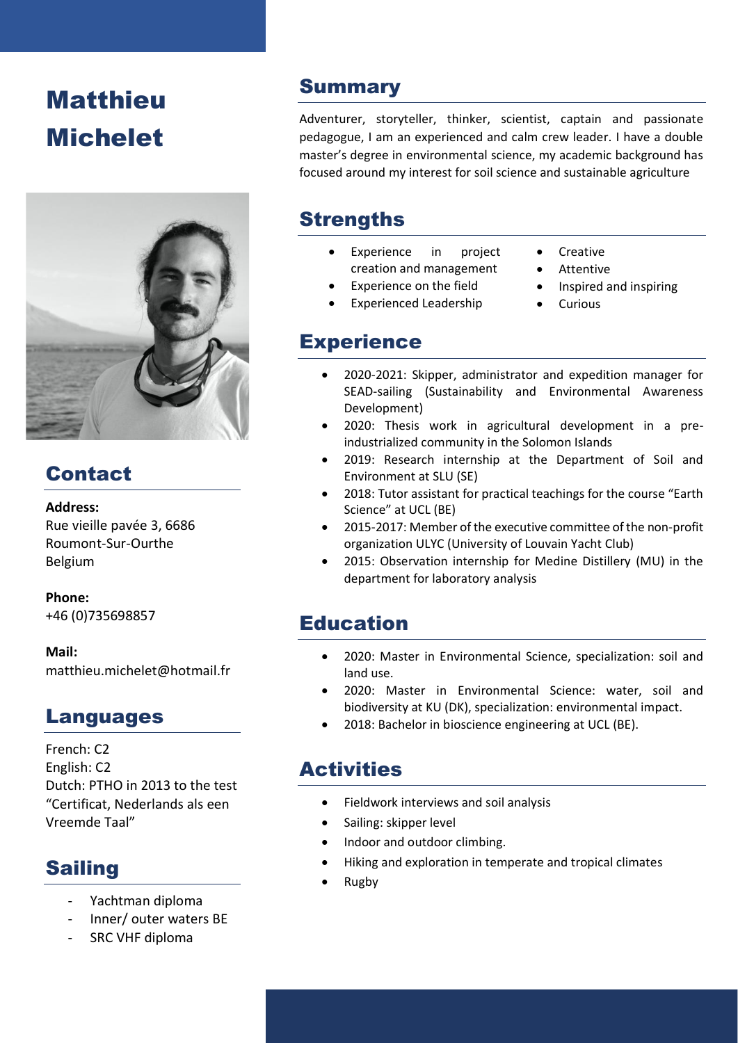# Matthieu Michelet

## Contact

**Address:**
Rue vieille pavée 3, 6686
Roumont-Sur-Ourthe
Belgium

**Phone:**
+46 (0)735698857

**Mail:**
matthieu.michelet@hotmail.fr

## Languages

French: C2
English: C2
Dutch: PTHO in 2013 to the test "Certificat, Nederlands als een Vreemde Taal"

## Sailing

- Yachtman diploma
- Inner/ outer waters BE
- SRC VHF diploma

## Summary

Adventurer, storyteller, thinker, scientist, captain and passionate pedagogue, I am an experienced and calm crew leader. I have a double master's degree in environmental science, my academic background has focused around my interest for soil science and sustainable agriculture

## Strengths

- Experience in project creation and management
- Experience on the field
- Experienced Leadership
- Creative
- Attentive
- Inspired and inspiring
- Curious

## Experience

- 2020-2021: Skipper, administrator and expedition manager for SEAD-sailing (Sustainability and Environmental Awareness Development)
- 2020: Thesis work in agricultural development in a pre-industrialized community in the Solomon Islands
- 2019: Research internship at the Department of Soil and Environment at SLU (SE)
- 2018: Tutor assistant for practical teachings for the course "Earth Science" at UCL (BE)
- 2015-2017: Member of the executive committee of the non-profit organization ULYC (University of Louvain Yacht Club)
- 2015: Observation internship for Medine Distillery (MU) in the department for laboratory analysis

## Education

- 2020: Master in Environmental Science, specialization: soil and land use.
- 2020: Master in Environmental Science: water, soil and biodiversity at KU (DK), specialization: environmental impact.
- 2018: Bachelor in bioscience engineering at UCL (BE).

## Activities

- Fieldwork interviews and soil analysis
- Sailing: skipper level
- Indoor and outdoor climbing.
- Hiking and exploration in temperate and tropical climates
- Rugby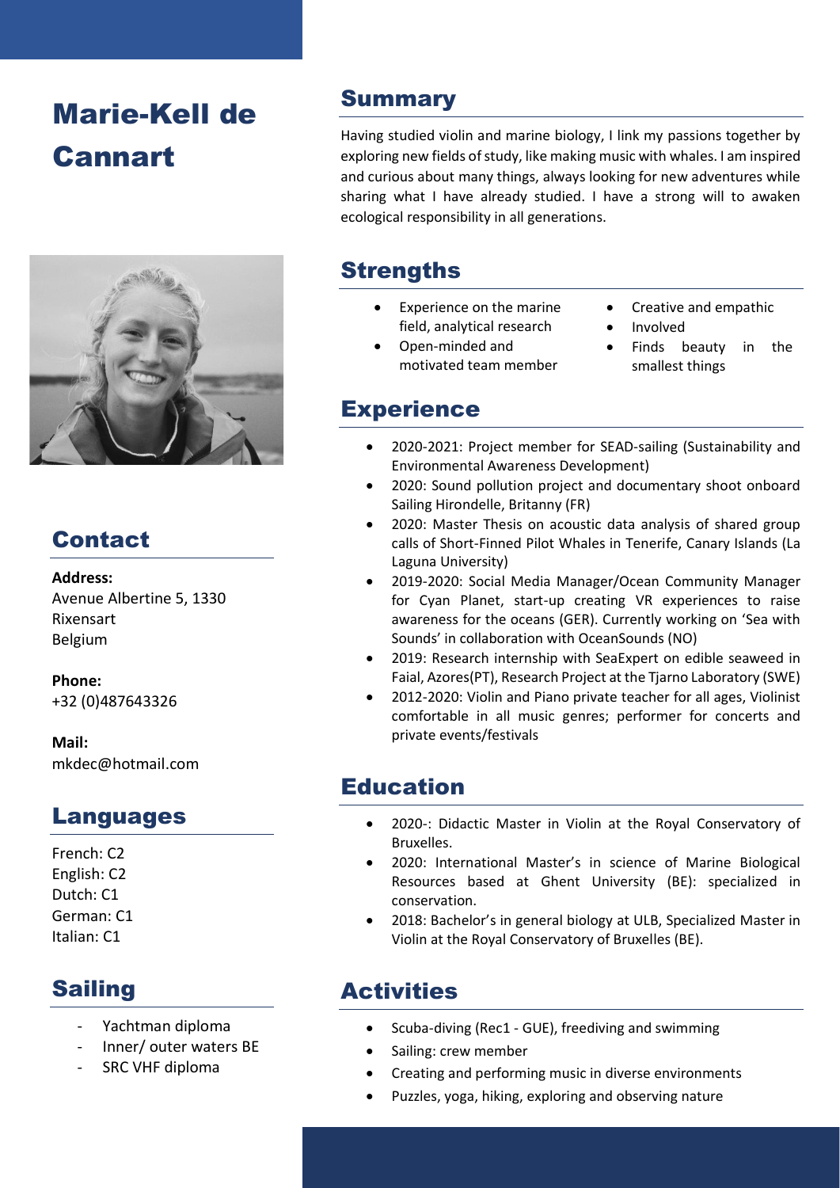# Marie-Kell de Cannart

## Contact

**Address:**
Avenue Albertine 5, 1330 Rixensart
Belgium

**Phone:**
+32 (0)487643326

**Mail:**
mkdec@hotmail.com

## Languages

French: C2
English: C2
Dutch: C1
German: C1
Italian: C1

## Sailing

- Yachtman diploma
- Inner/ outer waters BE
- SRC VHF diploma

## Summary

Having studied violin and marine biology, I link my passions together by exploring new fields of study, like making music with whales. I am inspired and curious about many things, always looking for new adventures while sharing what I have already studied. I have a strong will to awaken ecological responsibility in all generations.

## Strengths

- Experience on the marine field, analytical research
- Open-minded and motivated team member
- Creative and empathic
- Involved
- Finds beauty in the smallest things

## Experience

- 2020-2021: Project member for SEAD-sailing (Sustainability and Environmental Awareness Development)
- 2020: Sound pollution project and documentary shoot onboard Sailing Hirondelle, Britanny (FR)
- 2020: Master Thesis on acoustic data analysis of shared group calls of Short-Finned Pilot Whales in Tenerife, Canary Islands (La Laguna University)
- 2019-2020: Social Media Manager/Ocean Community Manager for Cyan Planet, start-up creating VR experiences to raise awareness for the oceans (GER). Currently working on 'Sea with Sounds' in collaboration with OceanSounds (NO)
- 2019: Research internship with SeaExpert on edible seaweed in Faial, Azores(PT), Research Project at the Tjarno Laboratory (SWE)
- 2012-2020: Violin and Piano private teacher for all ages, Violinist comfortable in all music genres; performer for concerts and private events/festivals

## Education

- 2020-: Didactic Master in Violin at the Royal Conservatory of Bruxelles.
- 2020: International Master's in science of Marine Biological Resources based at Ghent University (BE): specialized in conservation.
- 2018: Bachelor's in general biology at ULB, Specialized Master in Violin at the Royal Conservatory of Bruxelles (BE).

## Activities

- Scuba-diving (Rec1 - GUE), freediving and swimming
- Sailing: crew member
- Creating and performing music in diverse environments
- Puzzles, yoga, hiking, exploring and observing nature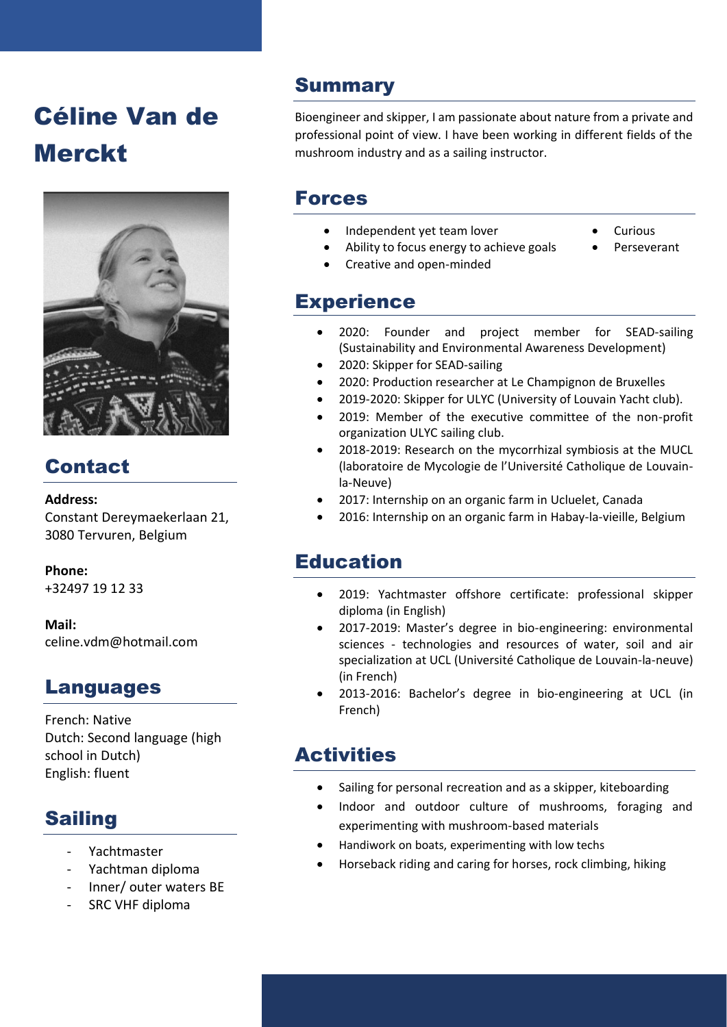# Céline Van de Merckt

## Contact

**Address:**
Constant Dereymaekerlaan 21, 3080 Tervuren, Belgium

**Phone:**
+32497 19 12 33

**Mail:**
celine.vdm@hotmail.com

## Languages

French: Native
Dutch: Second language (high school in Dutch)
English: fluent

## Sailing

- Yachtmaster
- Yachtman diploma
- Inner/ outer waters BE
- SRC VHF diploma

## Summary

Bioengineer and skipper, I am passionate about nature from a private and professional point of view. I have been working in different fields of the mushroom industry and as a sailing instructor.

## Forces

- Independent yet team lover
- Ability to focus energy to achieve goals
- Creative and open-minded
- Curious
- Perseverant

## Experience

- 2020: Founder and project member for SEAD-sailing (Sustainability and Environmental Awareness Development)
- 2020: Skipper for SEAD-sailing
- 2020: Production researcher at Le Champignon de Bruxelles
- 2019-2020: Skipper for ULYC (University of Louvain Yacht club).
- 2019: Member of the executive committee of the non-profit organization ULYC sailing club.
- 2018-2019: Research on the mycorrhizal symbiosis at the MUCL (laboratoire de Mycologie de l'Université Catholique de Louvain-la-Neuve)
- 2017: Internship on an organic farm in Ucluelet, Canada
- 2016: Internship on an organic farm in Habay-la-vieille, Belgium

## Education

- 2019: Yachtmaster offshore certificate: professional skipper diploma (in English)
- 2017-2019: Master's degree in bio-engineering: environmental sciences - technologies and resources of water, soil and air specialization at UCL (Université Catholique de Louvain-la-neuve) (in French)
- 2013-2016: Bachelor's degree in bio-engineering at UCL (in French)

## Activities

- Sailing for personal recreation and as a skipper, kiteboarding
- Indoor and outdoor culture of mushrooms, foraging and experimenting with mushroom-based materials
- Handiwork on boats, experimenting with low techs
- Horseback riding and caring for horses, rock climbing, hiking